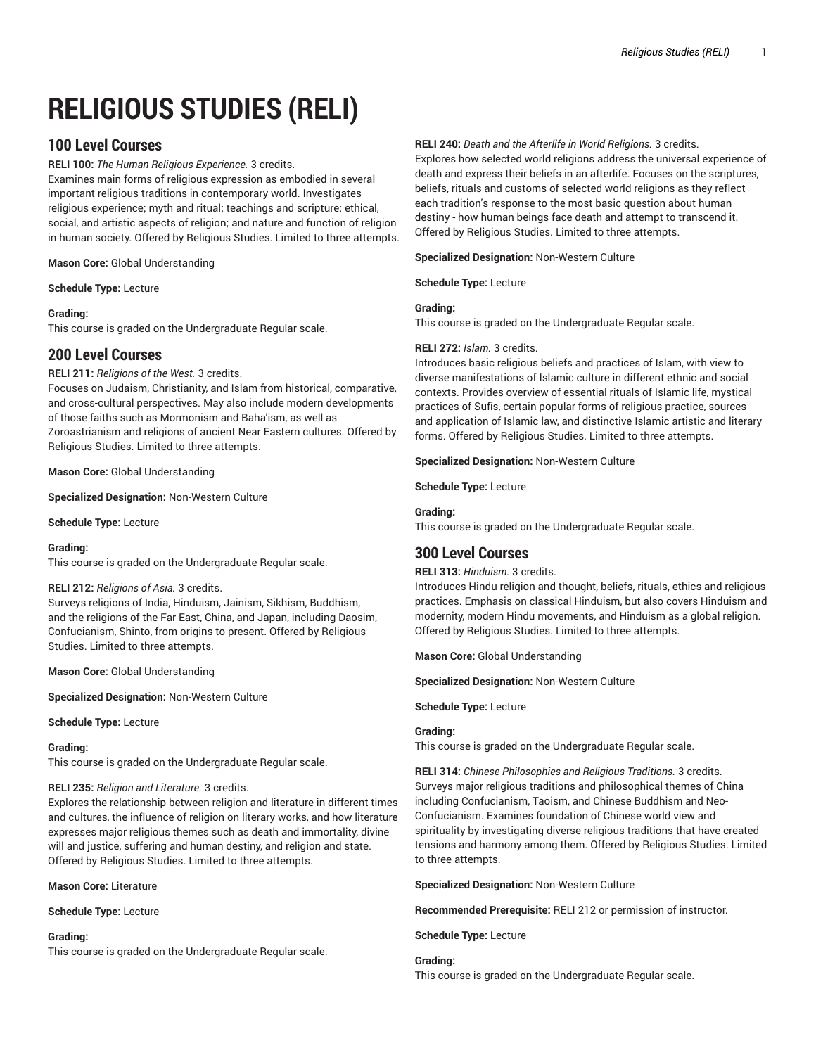# RELIGIOUS STUDIES (RELI)

## 100 Level Courses

**RELI 100:** *The Human Religious Experience.* 3 credits.
Examines main forms of religious expression as embodied in several important religious traditions in contemporary world. Investigates religious experience; myth and ritual; teachings and scripture; ethical, social, and artistic aspects of religion; and nature and function of religion in human society. Offered by Religious Studies. Limited to three attempts.

**Mason Core:** Global Understanding

**Schedule Type:** Lecture

**Grading:**
This course is graded on the Undergraduate Regular scale.

## 200 Level Courses

**RELI 211:** *Religions of the West.* 3 credits.
Focuses on Judaism, Christianity, and Islam from historical, comparative, and cross-cultural perspectives. May also include modern developments of those faiths such as Mormonism and Baha'ism, as well as Zoroastrianism and religions of ancient Near Eastern cultures. Offered by Religious Studies. Limited to three attempts.

**Mason Core:** Global Understanding

**Specialized Designation:** Non-Western Culture

**Schedule Type:** Lecture

**Grading:**
This course is graded on the Undergraduate Regular scale.

**RELI 212:** *Religions of Asia.* 3 credits.
Surveys religions of India, Hinduism, Jainism, Sikhism, Buddhism, and the religions of the Far East, China, and Japan, including Daosim, Confucianism, Shinto, from origins to present. Offered by Religious Studies. Limited to three attempts.

**Mason Core:** Global Understanding

**Specialized Designation:** Non-Western Culture

**Schedule Type:** Lecture

**Grading:**
This course is graded on the Undergraduate Regular scale.

**RELI 235:** *Religion and Literature.* 3 credits.
Explores the relationship between religion and literature in different times and cultures, the influence of religion on literary works, and how literature expresses major religious themes such as death and immortality, divine will and justice, suffering and human destiny, and religion and state. Offered by Religious Studies. Limited to three attempts.

**Mason Core:** Literature

**Schedule Type:** Lecture

**Grading:**
This course is graded on the Undergraduate Regular scale.

**RELI 240:** *Death and the Afterlife in World Religions.* 3 credits.
Explores how selected world religions address the universal experience of death and express their beliefs in an afterlife. Focuses on the scriptures, beliefs, rituals and customs of selected world religions as they reflect each tradition's response to the most basic question about human destiny - how human beings face death and attempt to transcend it. Offered by Religious Studies. Limited to three attempts.

**Specialized Designation:** Non-Western Culture

**Schedule Type:** Lecture

**Grading:**
This course is graded on the Undergraduate Regular scale.

**RELI 272:** *Islam.* 3 credits.
Introduces basic religious beliefs and practices of Islam, with view to diverse manifestations of Islamic culture in different ethnic and social contexts. Provides overview of essential rituals of Islamic life, mystical practices of Sufis, certain popular forms of religious practice, sources and application of Islamic law, and distinctive Islamic artistic and literary forms. Offered by Religious Studies. Limited to three attempts.

**Specialized Designation:** Non-Western Culture

**Schedule Type:** Lecture

**Grading:**
This course is graded on the Undergraduate Regular scale.

## 300 Level Courses

**RELI 313:** *Hinduism.* 3 credits.
Introduces Hindu religion and thought, beliefs, rituals, ethics and religious practices. Emphasis on classical Hinduism, but also covers Hinduism and modernity, modern Hindu movements, and Hinduism as a global religion. Offered by Religious Studies. Limited to three attempts.

**Mason Core:** Global Understanding

**Specialized Designation:** Non-Western Culture

**Schedule Type:** Lecture

**Grading:**
This course is graded on the Undergraduate Regular scale.

**RELI 314:** *Chinese Philosophies and Religious Traditions.* 3 credits.
Surveys major religious traditions and philosophical themes of China including Confucianism, Taoism, and Chinese Buddhism and Neo-Confucianism. Examines foundation of Chinese world view and spirituality by investigating diverse religious traditions that have created tensions and harmony among them. Offered by Religious Studies. Limited to three attempts.

**Specialized Designation:** Non-Western Culture

**Recommended Prerequisite:** RELI 212 or permission of instructor.

**Schedule Type:** Lecture

**Grading:**
This course is graded on the Undergraduate Regular scale.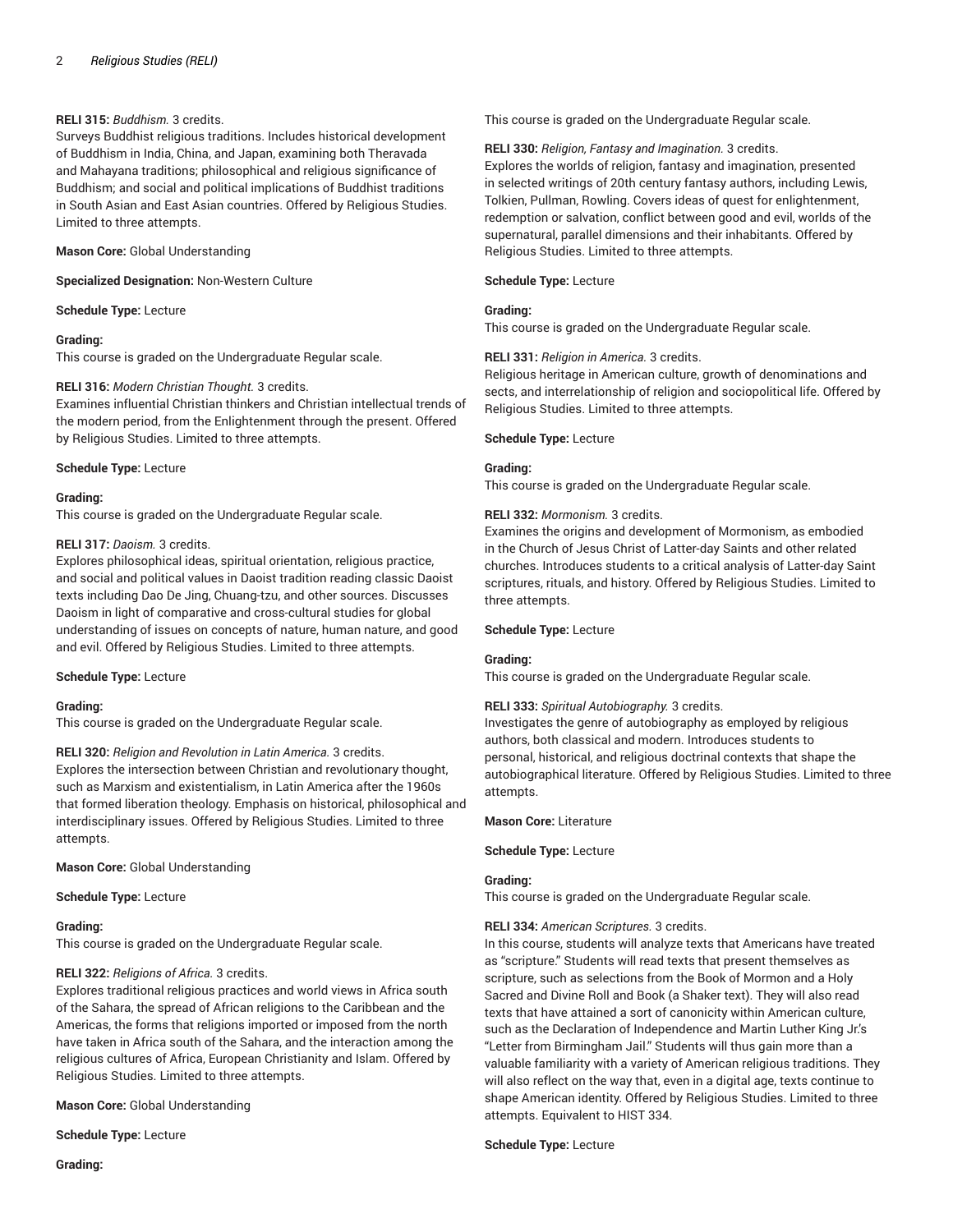**RELI 315:** *Buddhism.* 3 credits.
Surveys Buddhist religious traditions. Includes historical development of Buddhism in India, China, and Japan, examining both Theravada and Mahayana traditions; philosophical and religious significance of Buddhism; and social and political implications of Buddhist traditions in South Asian and East Asian countries. Offered by Religious Studies. Limited to three attempts.

**Mason Core:** Global Understanding

**Specialized Designation:** Non-Western Culture

**Schedule Type:** Lecture

**Grading:**
This course is graded on the Undergraduate Regular scale.

**RELI 316:** *Modern Christian Thought.* 3 credits.
Examines influential Christian thinkers and Christian intellectual trends of the modern period, from the Enlightenment through the present. Offered by Religious Studies. Limited to three attempts.

**Schedule Type:** Lecture

**Grading:**
This course is graded on the Undergraduate Regular scale.

**RELI 317:** *Daoism.* 3 credits.
Explores philosophical ideas, spiritual orientation, religious practice, and social and political values in Daoist tradition reading classic Daoist texts including Dao De Jing, Chuang-tzu, and other sources. Discusses Daoism in light of comparative and cross-cultural studies for global understanding of issues on concepts of nature, human nature, and good and evil. Offered by Religious Studies. Limited to three attempts.

**Schedule Type:** Lecture

**Grading:**
This course is graded on the Undergraduate Regular scale.

**RELI 320:** *Religion and Revolution in Latin America.* 3 credits.
Explores the intersection between Christian and revolutionary thought, such as Marxism and existentialism, in Latin America after the 1960s that formed liberation theology. Emphasis on historical, philosophical and interdisciplinary issues. Offered by Religious Studies. Limited to three attempts.

**Mason Core:** Global Understanding

**Schedule Type:** Lecture

**Grading:**
This course is graded on the Undergraduate Regular scale.

**RELI 322:** *Religions of Africa.* 3 credits.
Explores traditional religious practices and world views in Africa south of the Sahara, the spread of African religions to the Caribbean and the Americas, the forms that religions imported or imposed from the north have taken in Africa south of the Sahara, and the interaction among the religious cultures of Africa, European Christianity and Islam. Offered by Religious Studies. Limited to three attempts.

**Mason Core:** Global Understanding

**Schedule Type:** Lecture

**Grading:**
This course is graded on the Undergraduate Regular scale.

**RELI 330:** *Religion, Fantasy and Imagination.* 3 credits.
Explores the worlds of religion, fantasy and imagination, presented in selected writings of 20th century fantasy authors, including Lewis, Tolkien, Pullman, Rowling. Covers ideas of quest for enlightenment, redemption or salvation, conflict between good and evil, worlds of the supernatural, parallel dimensions and their inhabitants. Offered by Religious Studies. Limited to three attempts.

**Schedule Type:** Lecture

**Grading:**
This course is graded on the Undergraduate Regular scale.

**RELI 331:** *Religion in America.* 3 credits.
Religious heritage in American culture, growth of denominations and sects, and interrelationship of religion and sociopolitical life. Offered by Religious Studies. Limited to three attempts.

**Schedule Type:** Lecture

**Grading:**
This course is graded on the Undergraduate Regular scale.

**RELI 332:** *Mormonism.* 3 credits.
Examines the origins and development of Mormonism, as embodied in the Church of Jesus Christ of Latter-day Saints and other related churches. Introduces students to a critical analysis of Latter-day Saint scriptures, rituals, and history. Offered by Religious Studies. Limited to three attempts.

**Schedule Type:** Lecture

**Grading:**
This course is graded on the Undergraduate Regular scale.

**RELI 333:** *Spiritual Autobiography.* 3 credits.
Investigates the genre of autobiography as employed by religious authors, both classical and modern. Introduces students to personal, historical, and religious doctrinal contexts that shape the autobiographical literature. Offered by Religious Studies. Limited to three attempts.

**Mason Core:** Literature

**Schedule Type:** Lecture

**Grading:**
This course is graded on the Undergraduate Regular scale.

**RELI 334:** *American Scriptures.* 3 credits.
In this course, students will analyze texts that Americans have treated as "scripture." Students will read texts that present themselves as scripture, such as selections from the Book of Mormon and a Holy Sacred and Divine Roll and Book (a Shaker text). They will also read texts that have attained a sort of canonicity within American culture, such as the Declaration of Independence and Martin Luther King Jr.'s "Letter from Birmingham Jail." Students will thus gain more than a valuable familiarity with a variety of American religious traditions. They will also reflect on the way that, even in a digital age, texts continue to shape American identity. Offered by Religious Studies. Limited to three attempts. Equivalent to HIST 334.

**Schedule Type:** Lecture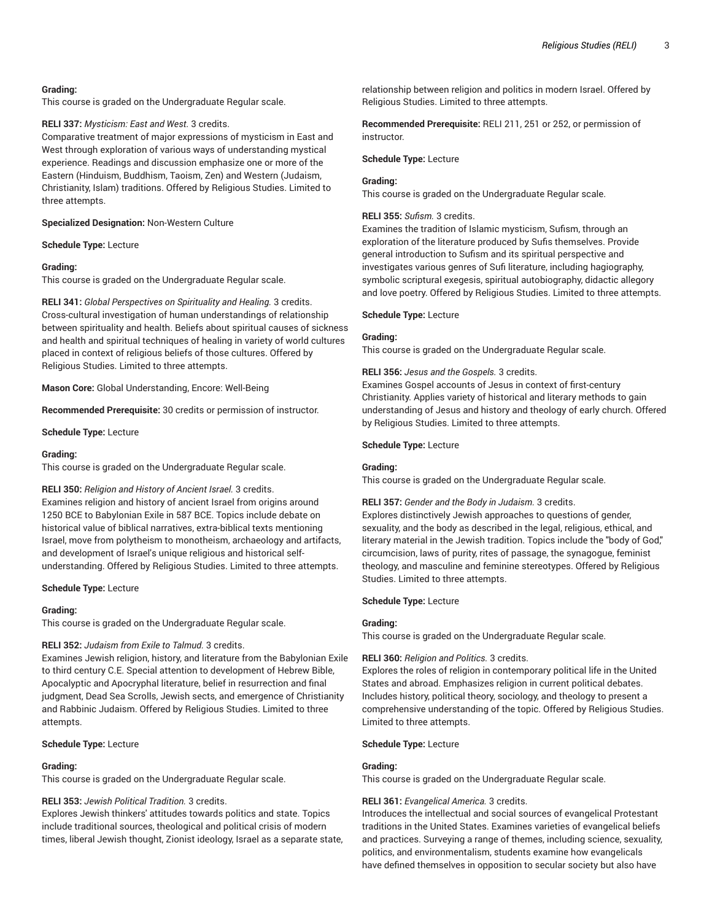**Grading:**
This course is graded on the Undergraduate Regular scale.

**RELI 337:** *Mysticism: East and West.* 3 credits.
Comparative treatment of major expressions of mysticism in East and West through exploration of various ways of understanding mystical experience. Readings and discussion emphasize one or more of the Eastern (Hinduism, Buddhism, Taoism, Zen) and Western (Judaism, Christianity, Islam) traditions. Offered by Religious Studies. Limited to three attempts.

**Specialized Designation:** Non-Western Culture

**Schedule Type:** Lecture

**Grading:**
This course is graded on the Undergraduate Regular scale.

**RELI 341:** *Global Perspectives on Spirituality and Healing.* 3 credits.
Cross-cultural investigation of human understandings of relationship between spirituality and health. Beliefs about spiritual causes of sickness and health and spiritual techniques of healing in variety of world cultures placed in context of religious beliefs of those cultures. Offered by Religious Studies. Limited to three attempts.

**Mason Core:** Global Understanding, Encore: Well-Being

**Recommended Prerequisite:** 30 credits or permission of instructor.

**Schedule Type:** Lecture

**Grading:**
This course is graded on the Undergraduate Regular scale.

**RELI 350:** *Religion and History of Ancient Israel.* 3 credits.
Examines religion and history of ancient Israel from origins around 1250 BCE to Babylonian Exile in 587 BCE. Topics include debate on historical value of biblical narratives, extra-biblical texts mentioning Israel, move from polytheism to monotheism, archaeology and artifacts, and development of Israel's unique religious and historical self-understanding. Offered by Religious Studies. Limited to three attempts.

**Schedule Type:** Lecture

**Grading:**
This course is graded on the Undergraduate Regular scale.

**RELI 352:** *Judaism from Exile to Talmud.* 3 credits.
Examines Jewish religion, history, and literature from the Babylonian Exile to third century C.E. Special attention to development of Hebrew Bible, Apocalyptic and Apocryphal literature, belief in resurrection and final judgment, Dead Sea Scrolls, Jewish sects, and emergence of Christianity and Rabbinic Judaism. Offered by Religious Studies. Limited to three attempts.

**Schedule Type:** Lecture

**Grading:**
This course is graded on the Undergraduate Regular scale.

**RELI 353:** *Jewish Political Tradition.* 3 credits.
Explores Jewish thinkers' attitudes towards politics and state. Topics include traditional sources, theological and political crisis of modern times, liberal Jewish thought, Zionist ideology, Israel as a separate state, relationship between religion and politics in modern Israel. Offered by Religious Studies. Limited to three attempts.

**Recommended Prerequisite:** RELI 211, 251 or 252, or permission of instructor.

**Schedule Type:** Lecture

**Grading:**
This course is graded on the Undergraduate Regular scale.

**RELI 355:** *Sufism.* 3 credits.
Examines the tradition of Islamic mysticism, Sufism, through an exploration of the literature produced by Sufis themselves. Provide general introduction to Sufism and its spiritual perspective and investigates various genres of Sufi literature, including hagiography, symbolic scriptural exegesis, spiritual autobiography, didactic allegory and love poetry. Offered by Religious Studies. Limited to three attempts.

**Schedule Type:** Lecture

**Grading:**
This course is graded on the Undergraduate Regular scale.

**RELI 356:** *Jesus and the Gospels.* 3 credits.
Examines Gospel accounts of Jesus in context of first-century Christianity. Applies variety of historical and literary methods to gain understanding of Jesus and history and theology of early church. Offered by Religious Studies. Limited to three attempts.

**Schedule Type:** Lecture

**Grading:**
This course is graded on the Undergraduate Regular scale.

**RELI 357:** *Gender and the Body in Judaism.* 3 credits.
Explores distinctively Jewish approaches to questions of gender, sexuality, and the body as described in the legal, religious, ethical, and literary material in the Jewish tradition. Topics include the "body of God," circumcision, laws of purity, rites of passage, the synagogue, feminist theology, and masculine and feminine stereotypes. Offered by Religious Studies. Limited to three attempts.

**Schedule Type:** Lecture

**Grading:**
This course is graded on the Undergraduate Regular scale.

**RELI 360:** *Religion and Politics.* 3 credits.
Explores the roles of religion in contemporary political life in the United States and abroad. Emphasizes religion in current political debates. Includes history, political theory, sociology, and theology to present a comprehensive understanding of the topic. Offered by Religious Studies. Limited to three attempts.

**Schedule Type:** Lecture

**Grading:**
This course is graded on the Undergraduate Regular scale.

**RELI 361:** *Evangelical America.* 3 credits.
Introduces the intellectual and social sources of evangelical Protestant traditions in the United States. Examines varieties of evangelical beliefs and practices. Surveying a range of themes, including science, sexuality, politics, and environmentalism, students examine how evangelicals have defined themselves in opposition to secular society but also have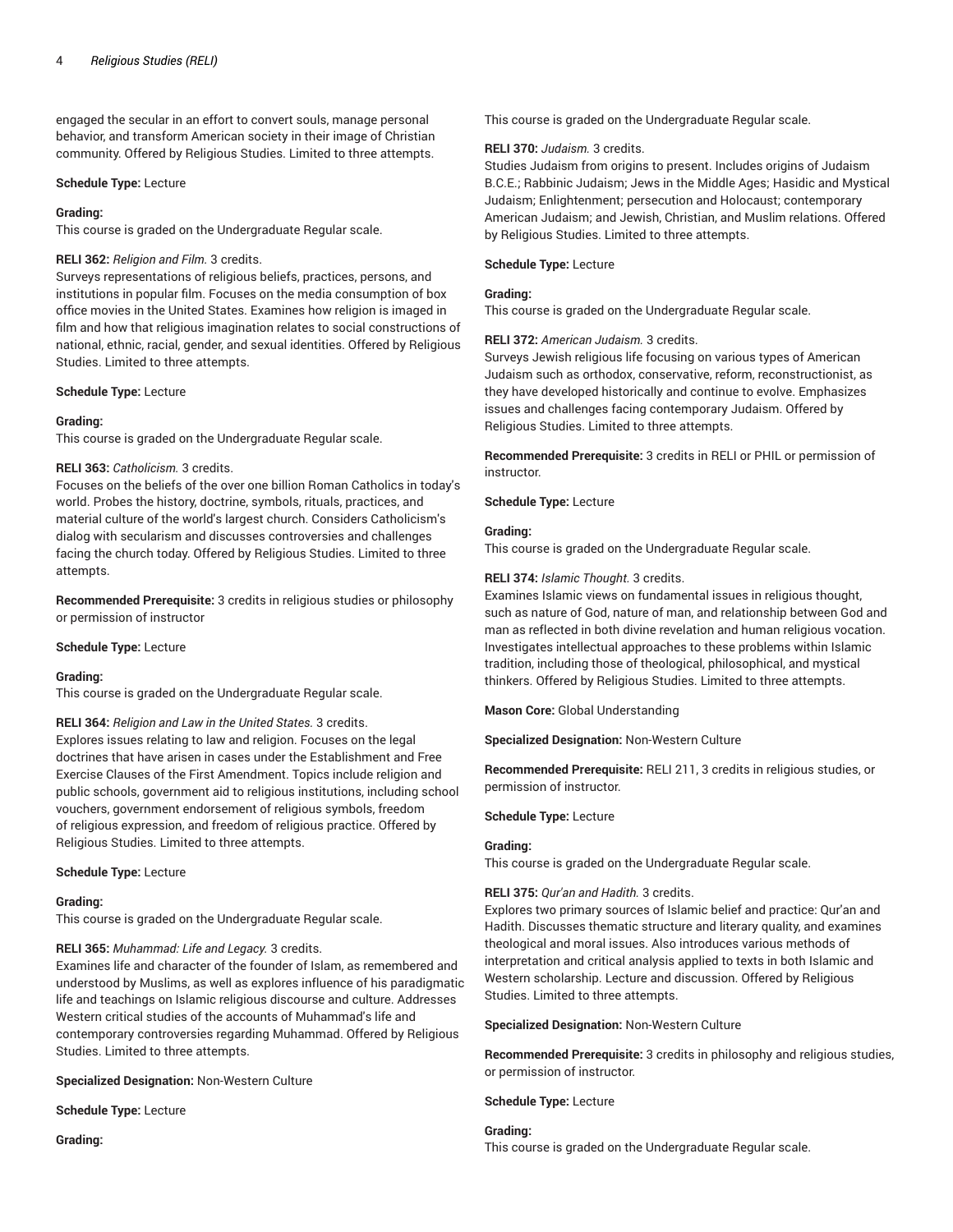engaged the secular in an effort to convert souls, manage personal behavior, and transform American society in their image of Christian community. Offered by Religious Studies. Limited to three attempts.

**Schedule Type:** Lecture

**Grading:**
This course is graded on the Undergraduate Regular scale.

**RELI 362:** *Religion and Film.* 3 credits.
Surveys representations of religious beliefs, practices, persons, and institutions in popular film. Focuses on the media consumption of box office movies in the United States. Examines how religion is imaged in film and how that religious imagination relates to social constructions of national, ethnic, racial, gender, and sexual identities. Offered by Religious Studies. Limited to three attempts.

**Schedule Type:** Lecture

**Grading:**
This course is graded on the Undergraduate Regular scale.

**RELI 363:** *Catholicism.* 3 credits.
Focuses on the beliefs of the over one billion Roman Catholics in today's world. Probes the history, doctrine, symbols, rituals, practices, and material culture of the world's largest church. Considers Catholicism's dialog with secularism and discusses controversies and challenges facing the church today. Offered by Religious Studies. Limited to three attempts.

**Recommended Prerequisite:** 3 credits in religious studies or philosophy or permission of instructor

**Schedule Type:** Lecture

**Grading:**
This course is graded on the Undergraduate Regular scale.

**RELI 364:** *Religion and Law in the United States.* 3 credits.
Explores issues relating to law and religion. Focuses on the legal doctrines that have arisen in cases under the Establishment and Free Exercise Clauses of the First Amendment. Topics include religion and public schools, government aid to religious institutions, including school vouchers, government endorsement of religious symbols, freedom of religious expression, and freedom of religious practice. Offered by Religious Studies. Limited to three attempts.

**Schedule Type:** Lecture

**Grading:**
This course is graded on the Undergraduate Regular scale.

**RELI 365:** *Muhammad: Life and Legacy.* 3 credits.
Examines life and character of the founder of Islam, as remembered and understood by Muslims, as well as explores influence of his paradigmatic life and teachings on Islamic religious discourse and culture. Addresses Western critical studies of the accounts of Muhammad's life and contemporary controversies regarding Muhammad. Offered by Religious Studies. Limited to three attempts.

**Specialized Designation:** Non-Western Culture

**Schedule Type:** Lecture

**Grading:**
This course is graded on the Undergraduate Regular scale.

**RELI 370:** *Judaism.* 3 credits.
Studies Judaism from origins to present. Includes origins of Judaism B.C.E.; Rabbinic Judaism; Jews in the Middle Ages; Hasidic and Mystical Judaism; Enlightenment; persecution and Holocaust; contemporary American Judaism; and Jewish, Christian, and Muslim relations. Offered by Religious Studies. Limited to three attempts.

**Schedule Type:** Lecture

**Grading:**
This course is graded on the Undergraduate Regular scale.

**RELI 372:** *American Judaism.* 3 credits.
Surveys Jewish religious life focusing on various types of American Judaism such as orthodox, conservative, reform, reconstructionist, as they have developed historically and continue to evolve. Emphasizes issues and challenges facing contemporary Judaism. Offered by Religious Studies. Limited to three attempts.

**Recommended Prerequisite:** 3 credits in RELI or PHIL or permission of instructor.

**Schedule Type:** Lecture

**Grading:**
This course is graded on the Undergraduate Regular scale.

**RELI 374:** *Islamic Thought.* 3 credits.
Examines Islamic views on fundamental issues in religious thought, such as nature of God, nature of man, and relationship between God and man as reflected in both divine revelation and human religious vocation. Investigates intellectual approaches to these problems within Islamic tradition, including those of theological, philosophical, and mystical thinkers. Offered by Religious Studies. Limited to three attempts.

**Mason Core:** Global Understanding

**Specialized Designation:** Non-Western Culture

**Recommended Prerequisite:** RELI 211, 3 credits in religious studies, or permission of instructor.

**Schedule Type:** Lecture

**Grading:**
This course is graded on the Undergraduate Regular scale.

**RELI 375:** *Qur'an and Hadith.* 3 credits.
Explores two primary sources of Islamic belief and practice: Qur'an and Hadith. Discusses thematic structure and literary quality, and examines theological and moral issues. Also introduces various methods of interpretation and critical analysis applied to texts in both Islamic and Western scholarship. Lecture and discussion. Offered by Religious Studies. Limited to three attempts.

**Specialized Designation:** Non-Western Culture

**Recommended Prerequisite:** 3 credits in philosophy and religious studies, or permission of instructor.

**Schedule Type:** Lecture

**Grading:**
This course is graded on the Undergraduate Regular scale.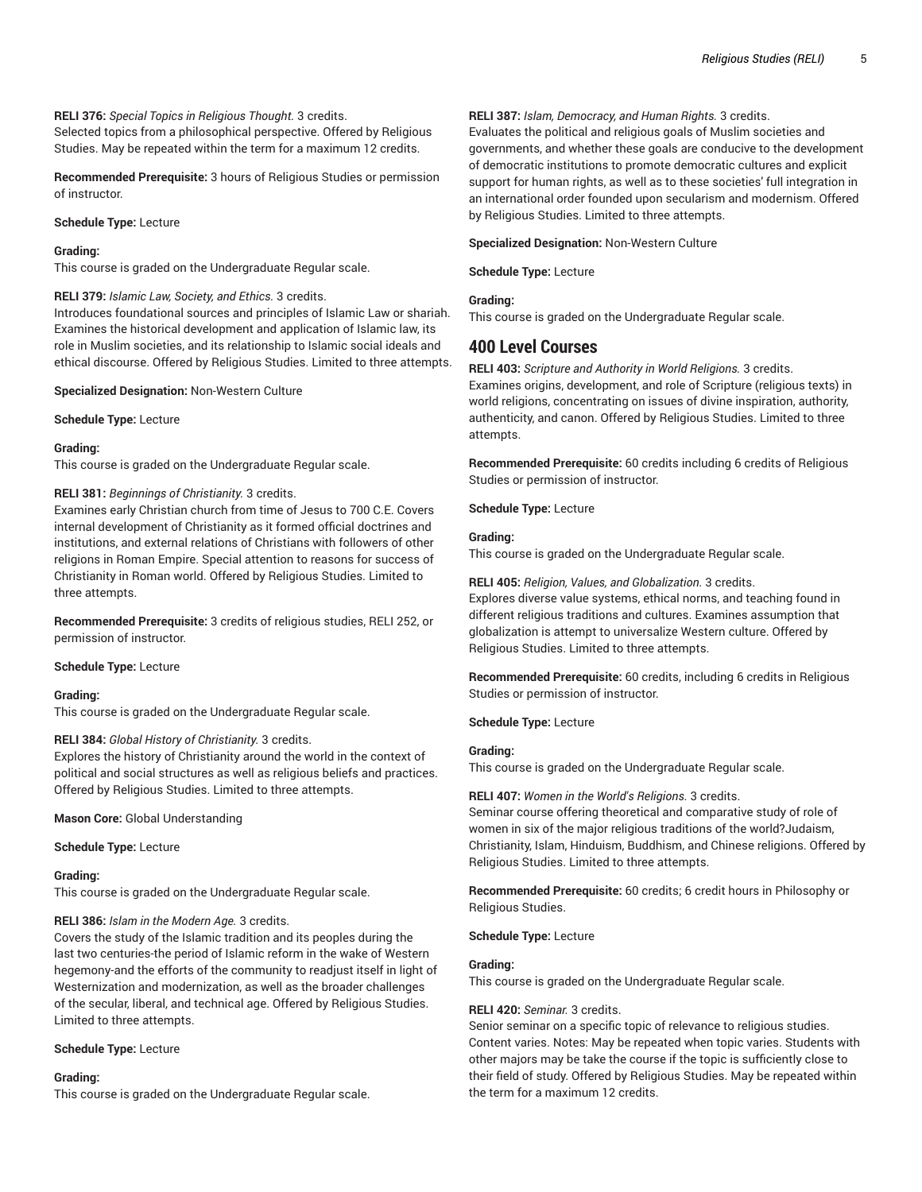**RELI 376:** *Special Topics in Religious Thought.* 3 credits.
Selected topics from a philosophical perspective. Offered by Religious Studies. May be repeated within the term for a maximum 12 credits.

**Recommended Prerequisite:** 3 hours of Religious Studies or permission of instructor.

**Schedule Type:** Lecture

**Grading:**
This course is graded on the Undergraduate Regular scale.

**RELI 379:** *Islamic Law, Society, and Ethics.* 3 credits.
Introduces foundational sources and principles of Islamic Law or shariah. Examines the historical development and application of Islamic law, its role in Muslim societies, and its relationship to Islamic social ideals and ethical discourse. Offered by Religious Studies. Limited to three attempts.

**Specialized Designation:** Non-Western Culture

**Schedule Type:** Lecture

**Grading:**
This course is graded on the Undergraduate Regular scale.

**RELI 381:** *Beginnings of Christianity.* 3 credits.
Examines early Christian church from time of Jesus to 700 C.E. Covers internal development of Christianity as it formed official doctrines and institutions, and external relations of Christians with followers of other religions in Roman Empire. Special attention to reasons for success of Christianity in Roman world. Offered by Religious Studies. Limited to three attempts.

**Recommended Prerequisite:** 3 credits of religious studies, RELI 252, or permission of instructor.

**Schedule Type:** Lecture

**Grading:**
This course is graded on the Undergraduate Regular scale.

**RELI 384:** *Global History of Christianity.* 3 credits.
Explores the history of Christianity around the world in the context of political and social structures as well as religious beliefs and practices. Offered by Religious Studies. Limited to three attempts.

**Mason Core:** Global Understanding

**Schedule Type:** Lecture

**Grading:**
This course is graded on the Undergraduate Regular scale.

**RELI 386:** *Islam in the Modern Age.* 3 credits.
Covers the study of the Islamic tradition and its peoples during the last two centuries-the period of Islamic reform in the wake of Western hegemony-and the efforts of the community to readjust itself in light of Westernization and modernization, as well as the broader challenges of the secular, liberal, and technical age. Offered by Religious Studies. Limited to three attempts.

**Schedule Type:** Lecture

**Grading:**
This course is graded on the Undergraduate Regular scale.

**RELI 387:** *Islam, Democracy, and Human Rights.* 3 credits.
Evaluates the political and religious goals of Muslim societies and governments, and whether these goals are conducive to the development of democratic institutions to promote democratic cultures and explicit support for human rights, as well as to these societies' full integration in an international order founded upon secularism and modernism. Offered by Religious Studies. Limited to three attempts.

**Specialized Designation:** Non-Western Culture

**Schedule Type:** Lecture

**Grading:**
This course is graded on the Undergraduate Regular scale.

## 400 Level Courses

**RELI 403:** *Scripture and Authority in World Religions.* 3 credits.
Examines origins, development, and role of Scripture (religious texts) in world religions, concentrating on issues of divine inspiration, authority, authenticity, and canon. Offered by Religious Studies. Limited to three attempts.

**Recommended Prerequisite:** 60 credits including 6 credits of Religious Studies or permission of instructor.

**Schedule Type:** Lecture

**Grading:**
This course is graded on the Undergraduate Regular scale.

**RELI 405:** *Religion, Values, and Globalization.* 3 credits.
Explores diverse value systems, ethical norms, and teaching found in different religious traditions and cultures. Examines assumption that globalization is attempt to universalize Western culture. Offered by Religious Studies. Limited to three attempts.

**Recommended Prerequisite:** 60 credits, including 6 credits in Religious Studies or permission of instructor.

**Schedule Type:** Lecture

**Grading:**
This course is graded on the Undergraduate Regular scale.

**RELI 407:** *Women in the World's Religions.* 3 credits.
Seminar course offering theoretical and comparative study of role of women in six of the major religious traditions of the world?Judaism, Christianity, Islam, Hinduism, Buddhism, and Chinese religions. Offered by Religious Studies. Limited to three attempts.

**Recommended Prerequisite:** 60 credits; 6 credit hours in Philosophy or Religious Studies.

**Schedule Type:** Lecture

**Grading:**
This course is graded on the Undergraduate Regular scale.

**RELI 420:** *Seminar.* 3 credits.
Senior seminar on a specific topic of relevance to religious studies. Content varies. Notes: May be repeated when topic varies. Students with other majors may be take the course if the topic is sufficiently close to their field of study. Offered by Religious Studies. May be repeated within the term for a maximum 12 credits.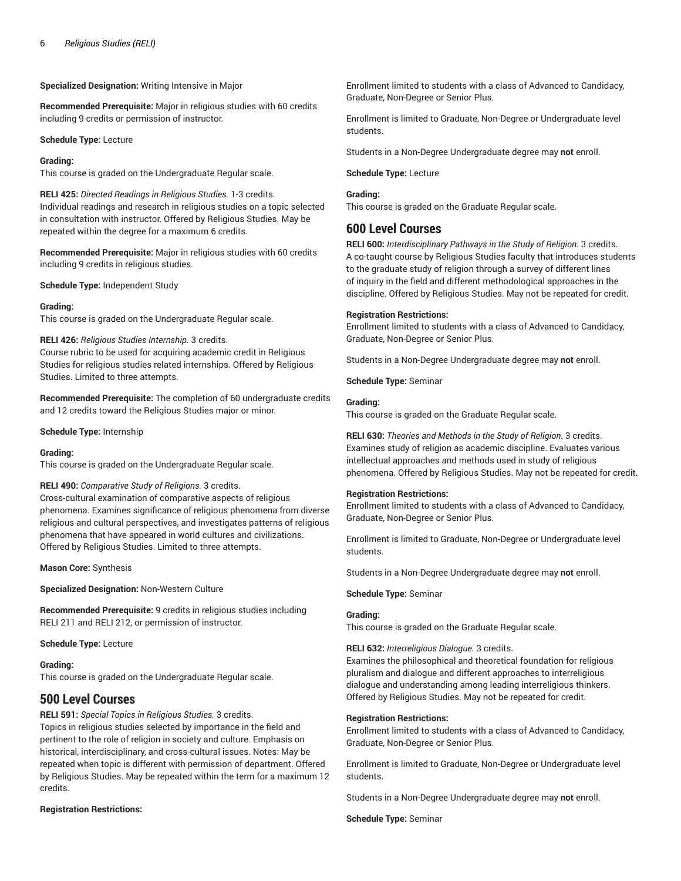**Specialized Designation:** Writing Intensive in Major

**Recommended Prerequisite:** Major in religious studies with 60 credits including 9 credits or permission of instructor.

**Schedule Type:** Lecture

**Grading:**
This course is graded on the Undergraduate Regular scale.

**RELI 425:** *Directed Readings in Religious Studies.* 1-3 credits.
Individual readings and research in religious studies on a topic selected in consultation with instructor. Offered by Religious Studies. May be repeated within the degree for a maximum 6 credits.

**Recommended Prerequisite:** Major in religious studies with 60 credits including 9 credits in religious studies.

**Schedule Type:** Independent Study

**Grading:**
This course is graded on the Undergraduate Regular scale.

**RELI 426:** *Religious Studies Internship.* 3 credits.
Course rubric to be used for acquiring academic credit in Religious Studies for religious studies related internships. Offered by Religious Studies. Limited to three attempts.

**Recommended Prerequisite:** The completion of 60 undergraduate credits and 12 credits toward the Religious Studies major or minor.

**Schedule Type:** Internship

**Grading:**
This course is graded on the Undergraduate Regular scale.

**RELI 490:** *Comparative Study of Religions.* 3 credits.
Cross-cultural examination of comparative aspects of religious phenomena. Examines significance of religious phenomena from diverse religious and cultural perspectives, and investigates patterns of religious phenomena that have appeared in world cultures and civilizations. Offered by Religious Studies. Limited to three attempts.

**Mason Core:** Synthesis

**Specialized Designation:** Non-Western Culture

**Recommended Prerequisite:** 9 credits in religious studies including RELI 211 and RELI 212, or permission of instructor.

**Schedule Type:** Lecture

**Grading:**
This course is graded on the Undergraduate Regular scale.

## 500 Level Courses

**RELI 591:** *Special Topics in Religious Studies.* 3 credits.
Topics in religious studies selected by importance in the field and pertinent to the role of religion in society and culture. Emphasis on historical, interdisciplinary, and cross-cultural issues. Notes: May be repeated when topic is different with permission of department. Offered by Religious Studies. May be repeated within the term for a maximum 12 credits.

**Registration Restrictions:**
Enrollment limited to students with a class of Advanced to Candidacy, Graduate, Non-Degree or Senior Plus.

Enrollment is limited to Graduate, Non-Degree or Undergraduate level students.

Students in a Non-Degree Undergraduate degree may **not** enroll.

**Schedule Type:** Lecture

**Grading:**
This course is graded on the Graduate Regular scale.

## 600 Level Courses

**RELI 600:** *Interdisciplinary Pathways in the Study of Religion.* 3 credits.
A co-taught course by Religious Studies faculty that introduces students to the graduate study of religion through a survey of different lines of inquiry in the field and different methodological approaches in the discipline. Offered by Religious Studies. May not be repeated for credit.

**Registration Restrictions:**
Enrollment limited to students with a class of Advanced to Candidacy, Graduate, Non-Degree or Senior Plus.

Students in a Non-Degree Undergraduate degree may **not** enroll.

**Schedule Type:** Seminar

**Grading:**
This course is graded on the Graduate Regular scale.

**RELI 630:** *Theories and Methods in the Study of Religion.* 3 credits.
Examines study of religion as academic discipline. Evaluates various intellectual approaches and methods used in study of religious phenomena. Offered by Religious Studies. May not be repeated for credit.

**Registration Restrictions:**
Enrollment limited to students with a class of Advanced to Candidacy, Graduate, Non-Degree or Senior Plus.

Enrollment is limited to Graduate, Non-Degree or Undergraduate level students.

Students in a Non-Degree Undergraduate degree may **not** enroll.

**Schedule Type:** Seminar

**Grading:**
This course is graded on the Graduate Regular scale.

**RELI 632:** *Interreligious Dialogue.* 3 credits.
Examines the philosophical and theoretical foundation for religious pluralism and dialogue and different approaches to interreligious dialogue and understanding among leading interreligious thinkers. Offered by Religious Studies. May not be repeated for credit.

**Registration Restrictions:**
Enrollment limited to students with a class of Advanced to Candidacy, Graduate, Non-Degree or Senior Plus.

Enrollment is limited to Graduate, Non-Degree or Undergraduate level students.

Students in a Non-Degree Undergraduate degree may **not** enroll.

**Schedule Type:** Seminar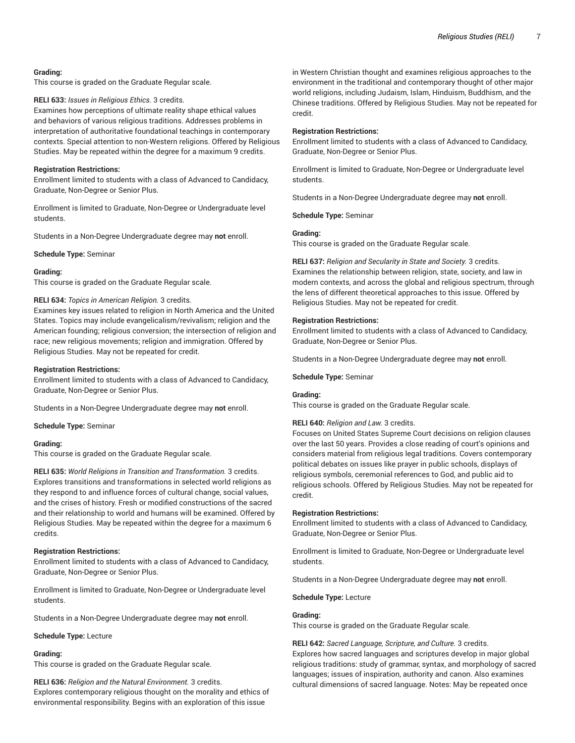**Grading:**
This course is graded on the Graduate Regular scale.

**RELI 633:** *Issues in Religious Ethics.* 3 credits.
Examines how perceptions of ultimate reality shape ethical values and behaviors of various religious traditions. Addresses problems in interpretation of authoritative foundational teachings in contemporary contexts. Special attention to non-Western religions. Offered by Religious Studies. May be repeated within the degree for a maximum 9 credits.

**Registration Restrictions:**
Enrollment limited to students with a class of Advanced to Candidacy, Graduate, Non-Degree or Senior Plus.

Enrollment is limited to Graduate, Non-Degree or Undergraduate level students.

Students in a Non-Degree Undergraduate degree may **not** enroll.

**Schedule Type:** Seminar

**Grading:**
This course is graded on the Graduate Regular scale.

**RELI 634:** *Topics in American Religion.* 3 credits.
Examines key issues related to religion in North America and the United States. Topics may include evangelicalism/revivalism; religion and the American founding; religious conversion; the intersection of religion and race; new religious movements; religion and immigration. Offered by Religious Studies. May not be repeated for credit.

**Registration Restrictions:**
Enrollment limited to students with a class of Advanced to Candidacy, Graduate, Non-Degree or Senior Plus.

Students in a Non-Degree Undergraduate degree may **not** enroll.

**Schedule Type:** Seminar

**Grading:**
This course is graded on the Graduate Regular scale.

**RELI 635:** *World Religions in Transition and Transformation.* 3 credits.
Explores transitions and transformations in selected world religions as they respond to and influence forces of cultural change, social values, and the crises of history. Fresh or modified constructions of the sacred and their relationship to world and humans will be examined. Offered by Religious Studies. May be repeated within the degree for a maximum 6 credits.

**Registration Restrictions:**
Enrollment limited to students with a class of Advanced to Candidacy, Graduate, Non-Degree or Senior Plus.

Enrollment is limited to Graduate, Non-Degree or Undergraduate level students.

Students in a Non-Degree Undergraduate degree may **not** enroll.

**Schedule Type:** Lecture

**Grading:**
This course is graded on the Graduate Regular scale.

**RELI 636:** *Religion and the Natural Environment.* 3 credits.
Explores contemporary religious thought on the morality and ethics of environmental responsibility. Begins with an exploration of this issue in Western Christian thought and examines religious approaches to the environment in the traditional and contemporary thought of other major world religions, including Judaism, Islam, Hinduism, Buddhism, and the Chinese traditions. Offered by Religious Studies. May not be repeated for credit.

**Registration Restrictions:**
Enrollment limited to students with a class of Advanced to Candidacy, Graduate, Non-Degree or Senior Plus.

Enrollment is limited to Graduate, Non-Degree or Undergraduate level students.

Students in a Non-Degree Undergraduate degree may **not** enroll.

**Schedule Type:** Seminar

**Grading:**
This course is graded on the Graduate Regular scale.

**RELI 637:** *Religion and Secularity in State and Society.* 3 credits.
Examines the relationship between religion, state, society, and law in modern contexts, and across the global and religious spectrum, through the lens of different theoretical approaches to this issue. Offered by Religious Studies. May not be repeated for credit.

**Registration Restrictions:**
Enrollment limited to students with a class of Advanced to Candidacy, Graduate, Non-Degree or Senior Plus.

Students in a Non-Degree Undergraduate degree may **not** enroll.

**Schedule Type:** Seminar

**Grading:**
This course is graded on the Graduate Regular scale.

**RELI 640:** *Religion and Law.* 3 credits.
Focuses on United States Supreme Court decisions on religion clauses over the last 50 years. Provides a close reading of court's opinions and considers material from religious legal traditions. Covers contemporary political debates on issues like prayer in public schools, displays of religious symbols, ceremonial references to God, and public aid to religious schools. Offered by Religious Studies. May not be repeated for credit.

**Registration Restrictions:**
Enrollment limited to students with a class of Advanced to Candidacy, Graduate, Non-Degree or Senior Plus.

Enrollment is limited to Graduate, Non-Degree or Undergraduate level students.

Students in a Non-Degree Undergraduate degree may **not** enroll.

**Schedule Type:** Lecture

**Grading:**
This course is graded on the Graduate Regular scale.

**RELI 642:** *Sacred Language, Scripture, and Culture.* 3 credits.
Explores how sacred languages and scriptures develop in major global religious traditions: study of grammar, syntax, and morphology of sacred languages; issues of inspiration, authority and canon. Also examines cultural dimensions of sacred language. Notes: May be repeated once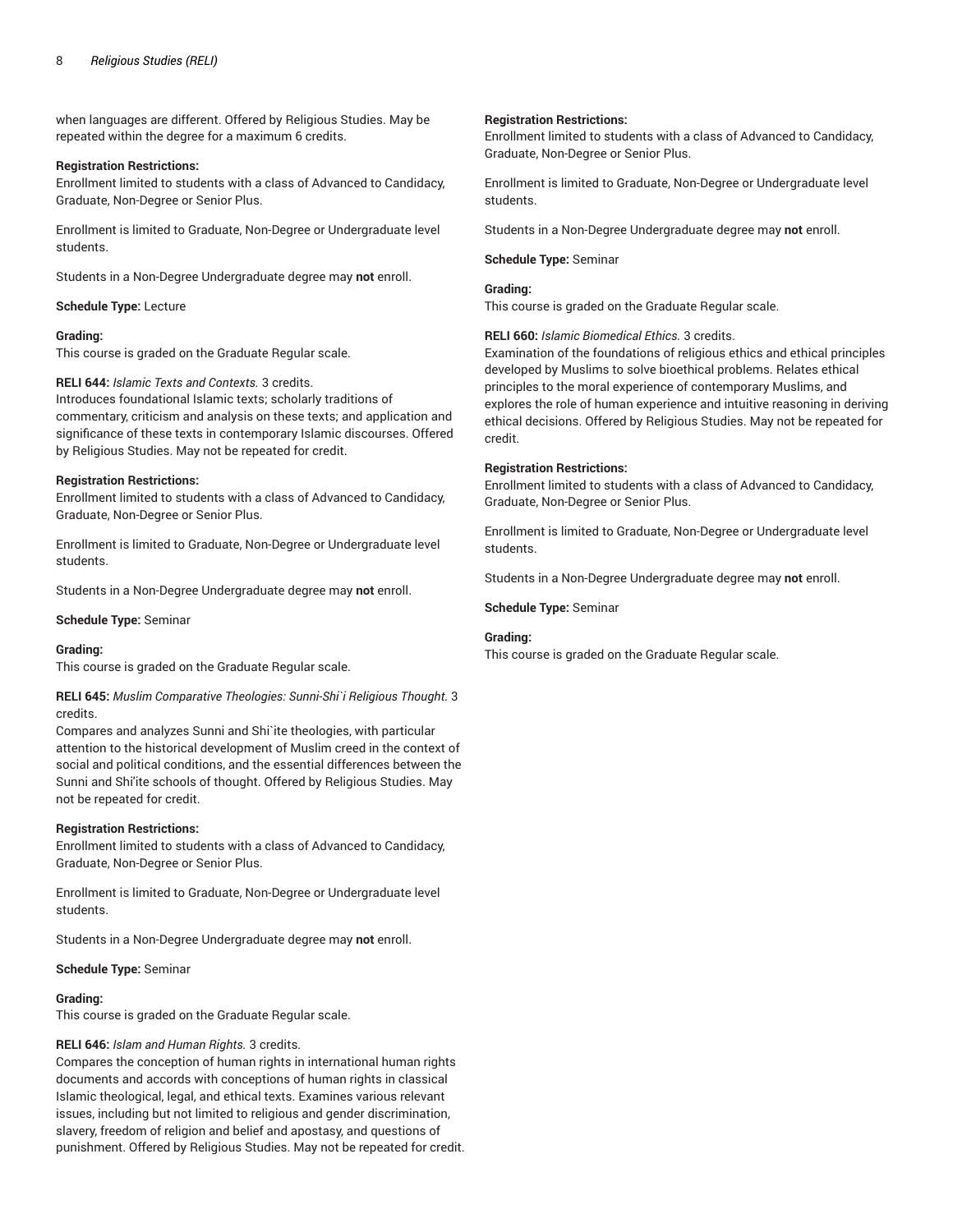when languages are different. Offered by Religious Studies. May be repeated within the degree for a maximum 6 credits.

**Registration Restrictions:**
Enrollment limited to students with a class of Advanced to Candidacy, Graduate, Non-Degree or Senior Plus.

Enrollment is limited to Graduate, Non-Degree or Undergraduate level students.

Students in a Non-Degree Undergraduate degree may **not** enroll.

**Schedule Type:** Lecture

**Grading:**
This course is graded on the Graduate Regular scale.

**RELI 644:** *Islamic Texts and Contexts.* 3 credits.
Introduces foundational Islamic texts; scholarly traditions of commentary, criticism and analysis on these texts; and application and significance of these texts in contemporary Islamic discourses. Offered by Religious Studies. May not be repeated for credit.

**Registration Restrictions:**
Enrollment limited to students with a class of Advanced to Candidacy, Graduate, Non-Degree or Senior Plus.

Enrollment is limited to Graduate, Non-Degree or Undergraduate level students.

Students in a Non-Degree Undergraduate degree may **not** enroll.

**Schedule Type:** Seminar

**Grading:**
This course is graded on the Graduate Regular scale.

**RELI 645:** *Muslim Comparative Theologies: Sunni-Shi`i Religious Thought.* 3 credits.
Compares and analyzes Sunni and Shi`ite theologies, with particular attention to the historical development of Muslim creed in the context of social and political conditions, and the essential differences between the Sunni and Shi'ite schools of thought. Offered by Religious Studies. May not be repeated for credit.

**Registration Restrictions:**
Enrollment limited to students with a class of Advanced to Candidacy, Graduate, Non-Degree or Senior Plus.

Enrollment is limited to Graduate, Non-Degree or Undergraduate level students.

Students in a Non-Degree Undergraduate degree may **not** enroll.

**Schedule Type:** Seminar

**Grading:**
This course is graded on the Graduate Regular scale.

**RELI 646:** *Islam and Human Rights.* 3 credits.
Compares the conception of human rights in international human rights documents and accords with conceptions of human rights in classical Islamic theological, legal, and ethical texts. Examines various relevant issues, including but not limited to religious and gender discrimination, slavery, freedom of religion and belief and apostasy, and questions of punishment. Offered by Religious Studies. May not be repeated for credit.

**Registration Restrictions:**
Enrollment limited to students with a class of Advanced to Candidacy, Graduate, Non-Degree or Senior Plus.

Enrollment is limited to Graduate, Non-Degree or Undergraduate level students.

Students in a Non-Degree Undergraduate degree may **not** enroll.

**Schedule Type:** Seminar

**Grading:**
This course is graded on the Graduate Regular scale.

**RELI 660:** *Islamic Biomedical Ethics.* 3 credits.
Examination of the foundations of religious ethics and ethical principles developed by Muslims to solve bioethical problems. Relates ethical principles to the moral experience of contemporary Muslims, and explores the role of human experience and intuitive reasoning in deriving ethical decisions. Offered by Religious Studies. May not be repeated for credit.

**Registration Restrictions:**
Enrollment limited to students with a class of Advanced to Candidacy, Graduate, Non-Degree or Senior Plus.

Enrollment is limited to Graduate, Non-Degree or Undergraduate level students.

Students in a Non-Degree Undergraduate degree may **not** enroll.

**Schedule Type:** Seminar

**Grading:**
This course is graded on the Graduate Regular scale.